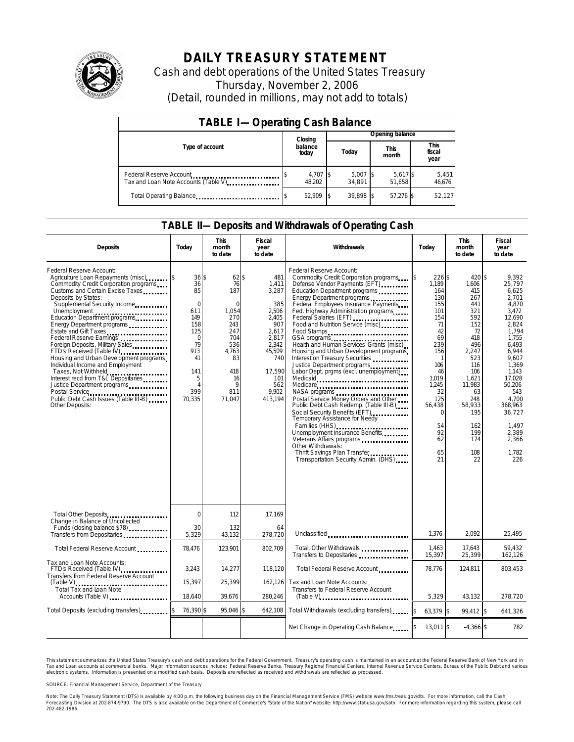# DAILY TREASURY STATEMENT

Cash and debt operations of the United States Treasury

Thursday, November 2, 2006

(Detail, rounded in millions, may not add to totals)

## TABLE I—Operating Cash Balance

| Type of account | Closing balance today | Opening balance Today | Opening balance This month | Opening balance This fiscal year |
|---|---|---|---|---|
| Federal Reserve Account | $ 4,707 | $ 5,007 | $ 5,617 | $ 5,451 |
| Tax and Loan Note Accounts (Table V) | 48,202 | 34,891 | 51,658 | 46,676 |
| Total Operating Balance | $ 52,909 | $ 39,898 | $ 57,276 | $ 52,127 |

## TABLE II—Deposits and Withdrawals of Operating Cash

| Deposits | Today | This month to date | Fiscal year to date | Withdrawals | Today | This month to date | Fiscal year to date |
|---|---|---|---|---|---|---|---|
| Federal Reserve Account: | | | | Federal Reserve Account: | | | |
| Agriculture Loan Repayments (misc) | $ 36 | $ 62 | $ 481 | Commodity Credit Corporation programs | $ 226 | $ 420 | $ 9,392 |
| Commodity Credit Corporation programs | 36 | 76 | 1,411 | Defense Vendor Payments (EFT) | 1,189 | 1,606 | 25,797 |
| Customs and Certain Excise Taxes | 85 | 187 | 3,287 | Education Department programs | 164 | 415 | 6,625 |
| Deposits by States: | | | | Energy Department programs | 130 | 267 | 2,701 |
| Supplemental Security Income | 0 | 0 | 385 | Federal Employees Insurance Payments | 155 | 441 | 4,870 |
| Unemployment | 611 | 1,054 | 2,506 | Fed. Highway Administration programs | 101 | 321 | 3,472 |
| Education Department programs | 149 | 270 | 2,405 | Federal Salaries (EFT) | 154 | 592 | 12,690 |
| Energy Department programs | 158 | 243 | 907 | Food and Nutrition Service (misc) | 71 | 152 | 2,824 |
| Estate and Gift Taxes | 125 | 247 | 2,617 | Food Stamps | 42 | 72 | 1,794 |
| Federal Reserve Earnings | 0 | 704 | 2,817 | GSA programs | 69 | 418 | 1,755 |
| Foreign Deposits, Military Sales | 79 | 536 | 2,342 | Health and Human Services Grants (misc) | 239 | 496 | 6,493 |
| FTD's Received (Table IV) | 913 | 4,763 | 45,509 | Housing and Urban Development programs | 156 | 2,247 | 6,944 |
| Housing and Urban Development programs | 41 | 83 | 740 | Interest on Treasury Securities | 1 | 523 | 9,607 |
| Individual Income and Employment Taxes, Not Withheld | 141 | 418 | 17,590 | Justice Department programs | 106 | 116 | 1,369 |
| Interest recd from T&L Depositaries | 5 | 16 | 101 | Labor Dept. prgms (excl. unemployment) | 46 | 106 | 1,143 |
| Justice Department programs | 4 | 9 | 562 | Medicaid | 1,019 | 1,621 | 17,028 |
| Postal Service | 399 | 811 | 9,902 | Medicare | 1,245 | 11,983 | 50,206 |
| Public Debt Cash Issues (Table III-B) | 70,335 | 71,047 | 413,194 | NASA programs | 32 | 63 | 543 |
| Other Deposits: | | | | Postal Service Money Orders and Other | 125 | 248 | 4,700 |
| | | | | Public Debt Cash Redemp. (Table III-B) | 56,438 | 58,933 | 368,963 |
| | | | | Social Security Benefits (EFT) | 0 | 195 | 36,727 |
| | | | | Temporary Assistance for Needy Families (HHS) | 54 | 162 | 1,497 |
| | | | | Unemployment Insurance Benefits | 92 | 199 | 2,389 |
| | | | | Veterans Affairs programs | 62 | 174 | 2,366 |
| | | | | Other Withdrawals: | | | |
| | | | | Thrift Savings Plan Transfer | 65 | 108 | 1,782 |
| | | | | Transportation Security Admin. (DHS) | 21 | 22 | 226 |
| Total Other Deposits | 0 | 112 | 17,169 | | | | |
| Change in Balance of Uncollected Funds (closing balance $78) | 30 | 132 | 64 | | | | |
| Transfers from Depositaries | 5,329 | 43,132 | 278,720 | Unclassified | 1,376 | 2,092 | 25,495 |
| Total Federal Reserve Account | 78,476 | 123,901 | 802,709 | Total, Other Withdrawals | 1,463 | 17,643 | 59,432 |
| | | | | Transfers to Depositaries | 15,397 | 25,399 | 162,126 |
| Tax and Loan Note Accounts: | | | | | | | |
| FTD's Received (Table IV) | 3,243 | 14,277 | 118,120 | Total Federal Reserve Account | 78,776 | 124,811 | 803,453 |
| Transfers from Federal Reserve Account (Table V) | 15,397 | 25,399 | 162,126 | Tax and Loan Note Accounts: | | | |
| Total Tax and Loan Note Accounts (Table V) | 18,640 | 39,676 | 280,246 | Transfers to Federal Reserve Account (Table V) | 5,329 | 43,132 | 278,720 |
| Total Deposits (excluding transfers) | $ 76,390 | $ 95,046 | $ 642,108 | Total Withdrawals (excluding transfers) | $ 63,379 | $ 99,412 | $ 641,326 |
| | | | | Net Change in Operating Cash Balance | $ 13,011 | $ -4,366 | $ 782 |

This statement summarizes the United States Treasury's cash and debt operations for the Federal Government. Treasury's operating cash is maintained in an account at the Federal Reserve Bank of New York and in Tax and Loan accounts at commercial banks. Major information sources include: Federal Reserve Banks, Treasury Regional Financial Centers, Internal Revenue Service Centers, Bureau of the Public Debt and various electronic systems. Information is presented on a modified cash basis. Deposits are reflected as received and withdrawals are reflected as processed.

SOURCE: Financial Management Service, Department of the Treasury

Note: The Daily Treasury Statement (DTS) is available by 4:00 p.m. the following business day on the Financial Management Service (FMS) website www.fms.treas.gov/dts. For more information, call the Cash Forecasting Division at 202-874-9790. The DTS is also available on the Department of Commerce's "State of the Nation" website: http://www.stat-usa.gov/sotn. For more information regarding this system, please call 202-482-1986.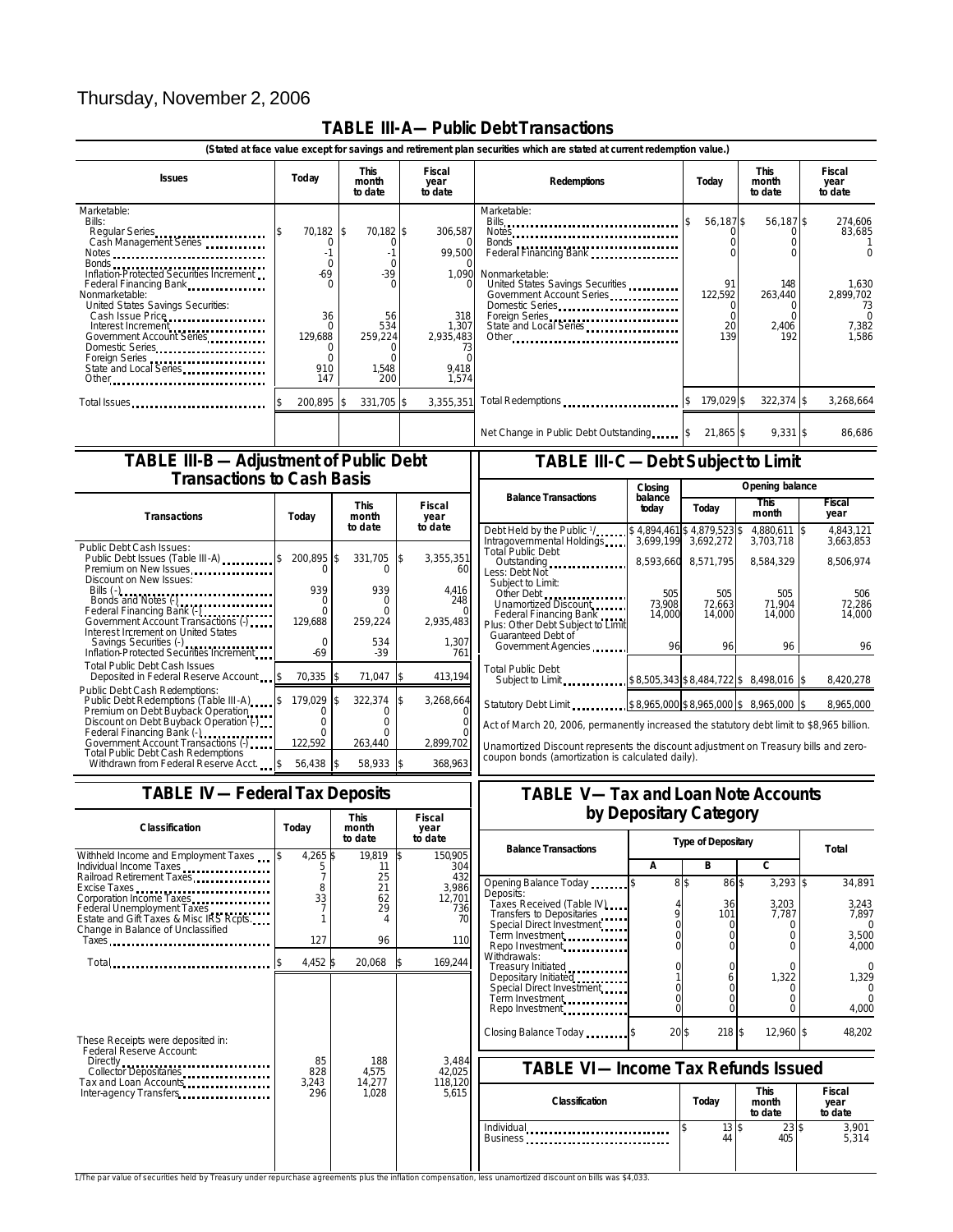Thursday, November 2, 2006

## TABLE III-A — Public Debt Transactions

(Stated at face value except for savings and retirement plan securities which are stated at current redemption value.)

| Issues | Today | This month to date | Fiscal year to date |
|---|---|---|---|
| Marketable: | | | |
| Bills: | | | |
| Regular Series | $ 70,182 | $ 70,182 | $ 306,587 |
| Cash Management Series | 0 | 0 | 0 |
| Notes | -1 | -1 | 99,500 |
| Bonds | 0 | 0 | 0 |
| Inflation-Protected Securities Increment | -69 | -39 | 1,090 |
| Federal Financing Bank | 0 | 0 | 0 |
| Nonmarketable: | | | |
| United States Savings Securities: | | | |
| Cash Issue Price | 36 | 56 | 318 |
| Interest Increment | 0 | 534 | 1,307 |
| Government Account Series | 129,688 | 259,224 | 2,935,483 |
| Domestic Series | 0 | 0 | 73 |
| Foreign Series | 0 | 0 | 0 |
| State and Local Series | 910 | 1,548 | 9,418 |
| Other | 147 | 200 | 1,574 |
| Total Issues | $ 200,895 | $ 331,705 | $ 3,355,351 |

| Redemptions | Today | This month to date | Fiscal year to date |
|---|---|---|---|
| Marketable: | | | |
| Bills | $ 56,187 | $ 56,187 | $ 274,606 |
| Notes | 0 | 0 | 83,685 |
| Bonds | 0 | 0 | 1 |
| Federal Financing Bank | 0 | 0 | 0 |
| Nonmarketable: | | | |
| United States Savings Securities | 91 | 148 | 1,630 |
| Government Account Series | 122,592 | 263,440 | 2,899,702 |
| Domestic Series | 0 | 0 | 73 |
| Foreign Series | 0 | 0 | 0 |
| State and Local Series | 20 | 2,406 | 7,382 |
| Other | 139 | 192 | 1,586 |
| Total Redemptions | $ 179,029 | $ 322,374 | $ 3,268,664 |
| Net Change in Public Debt Outstanding | $ 21,865 | $ 9,331 | $ 86,686 |

## TABLE III-B — Adjustment of Public Debt Transactions to Cash Basis

| Transactions | Today | This month to date | Fiscal year to date |
|---|---|---|---|
| Public Debt Cash Issues: | | | |
| Public Debt Issues (Table III-A) | $ 200,895 | $ 331,705 | $ 3,355,351 |
| Premium on New Issues | 0 | 0 | 60 |
| Discount on New Issues: | | | |
| Bills (-) | 939 | 939 | 4,416 |
| Bonds and Notes (-) | 0 | 0 | 248 |
| Federal Financing Bank (-) | 0 | 0 | 0 |
| Government Account Transactions (-) | 129,688 | 259,224 | 2,935,483 |
| Interest Increment on United States Savings Securities (-) | 0 | 534 | 1,307 |
| Inflation-Protected Securities Increment | -69 | -39 | 761 |
| Total Public Debt Cash Issues Deposited in Federal Reserve Account | $ 70,335 | $ 71,047 | $ 413,194 |
| Public Debt Cash Redemptions: | | | |
| Public Debt Redemptions (Table III-A) | $ 179,029 | $ 322,374 | $ 3,268,664 |
| Premium on Debt Buyback Operation | 0 | 0 | 0 |
| Discount on Debt Buyback Operation (-) | 0 | 0 | 0 |
| Federal Financing Bank (-) | 0 | 0 | 0 |
| Government Account Transactions (-) | 122,592 | 263,440 | 2,899,702 |
| Total Public Debt Cash Redemptions Withdrawn from Federal Reserve Acct. | $ 56,438 | $ 58,933 | $ 368,963 |

## TABLE III-C — Debt Subject to Limit

| Balance Transactions | Closing balance today | Opening balance Today | Opening balance This month | Opening balance Fiscal year |
|---|---|---|---|---|
| Debt Held by the Public 1/ | $ 4,894,461 | $ 4,879,523 | $ 4,880,611 | $ 4,843,121 |
| Intragovernmental Holdings | 3,699,199 | 3,692,272 | 3,703,718 | 3,663,853 |
| Total Public Debt Outstanding | 8,593,660 | 8,571,795 | 8,584,329 | 8,506,974 |
| Less: Debt Not Subject to Limit: | | | | |
| Other Debt | 505 | 505 | 505 | 506 |
| Unamortized Discount | 73,908 | 72,663 | 71,904 | 72,286 |
| Federal Financing Bank | 14,000 | 14,000 | 14,000 | 14,000 |
| Plus: Other Debt Subject to Limit | | | | |
| Guaranteed Debt of Government Agencies | 96 | 96 | 96 | 96 |
| Total Public Debt Subject to Limit | $ 8,505,343 | $ 8,484,722 | $ 8,498,016 | $ 8,420,278 |
| Statutory Debt Limit | $ 8,965,000 | $ 8,965,000 | $ 8,965,000 | $ 8,965,000 |

Act of March 20, 2006, permanently increased the statutory debt limit to $8,965 billion.

Unamortized Discount represents the discount adjustment on Treasury bills and zero-coupon bonds (amortization is calculated daily).

## TABLE IV — Federal Tax Deposits

| Classification | Today | This month to date | Fiscal year to date |
|---|---|---|---|
| Withheld Income and Employment Taxes | $ 4,265 | $ 19,819 | $ 150,905 |
| Individual Income Taxes | 5 | 11 | 304 |
| Railroad Retirement Taxes | 7 | 25 | 432 |
| Excise Taxes | 8 | 21 | 3,986 |
| Corporation Income Taxes | 33 | 62 | 12,701 |
| Federal Unemployment Taxes | 7 | 29 | 736 |
| Estate and Gift Taxes & Misc IRS Rcpts. | 1 | 4 | 70 |
| Change in Balance of Unclassified Taxes | 127 | 96 | 110 |
| Total | $ 4,452 | $ 20,068 | $ 169,244 |
| These Receipts were deposited in: | | | |
| Federal Reserve Account: | | | |
| Directly | 85 | 188 | 3,484 |
| Collector Depositaries | 828 | 4,575 | 42,025 |
| Tax and Loan Accounts | 3,243 | 14,277 | 118,120 |
| Inter-agency Transfers | 296 | 1,028 | 5,615 |

## TABLE V — Tax and Loan Note Accounts by Depositary Category

| Balance Transactions | Type of Depositary A | B | C | Total |
|---|---|---|---|---|
| Opening Balance Today | $ 8 | $ 86 | $ 3,293 | $ 34,891 |
| Deposits: | | | | |
| Taxes Received (Table IV) | 4 | 36 | 3,203 | 3,243 |
| Transfers to Depositaries | 9 | 101 | 7,787 | 7,897 |
| Special Direct Investment | 0 | 0 | 0 | 0 |
| Term Investment | 0 | 0 | 0 | 3,500 |
| Repo Investment | 0 | 0 | 0 | 4,000 |
| Withdrawals: | | | | |
| Treasury Initiated | 0 | 0 | 0 | 0 |
| Depositary Initiated | 1 | 6 | 1,322 | 1,329 |
| Special Direct Investment | 0 | 0 | 0 | 0 |
| Term Investment | 0 | 0 | 0 | 0 |
| Repo Investment | 0 | 0 | 0 | 4,000 |
| Closing Balance Today | $ 20 | $ 218 | $ 12,960 | $ 48,202 |

## TABLE VI — Income Tax Refunds Issued

| Classification | Today | This month to date | Fiscal year to date |
|---|---|---|---|
| Individual | $ 13 | $ 23 | $ 3,901 |
| Business | 44 | 405 | 5,314 |

1/The par value of securities held by Treasury under repurchase agreements plus the inflation compensation, less unamortized discount on bills was $4,033.